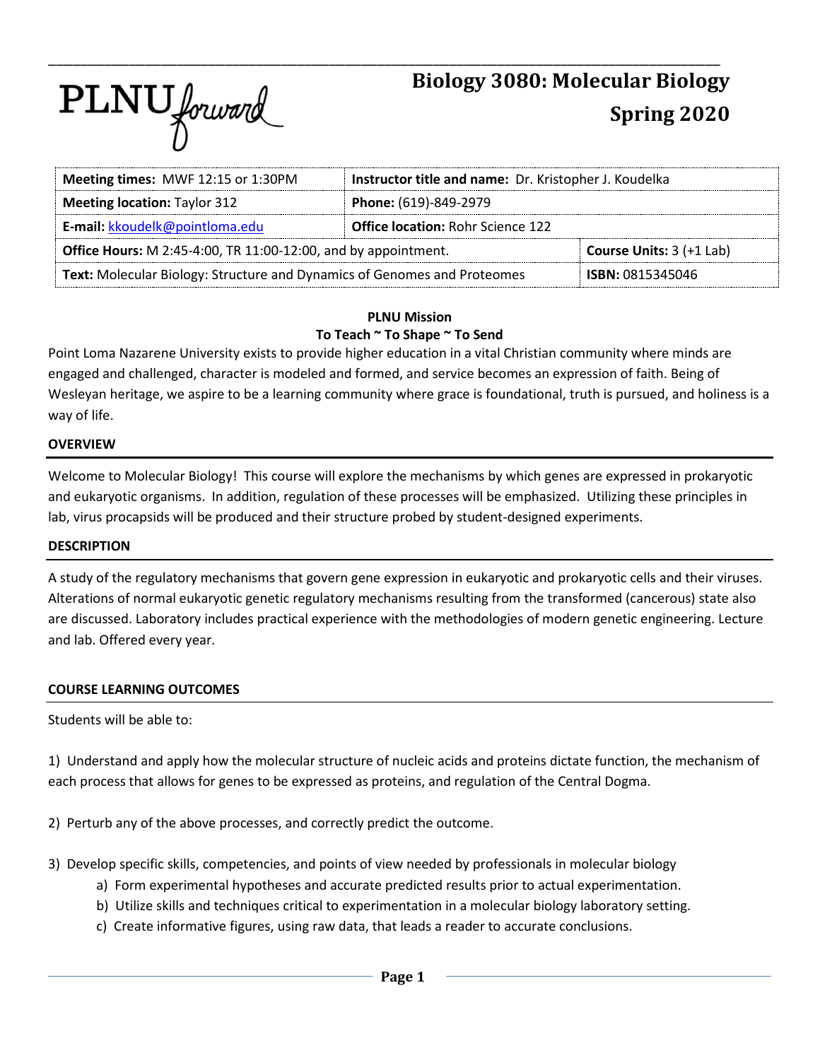PLNU forward

# Biology 3080: Molecular Biology Spring 2020

| **Meeting times:** MWF 12:15 or 1:30PM | **Instructor title and name:** Dr. Kristopher J. Koudelka | |
|---|---|---|
| **Meeting location:** Taylor 312 | **Phone:** (619)-849-2979 | |
| **E-mail:** kkoudelk@pointloma.edu | **Office location:** Rohr Science 122 | |
| **Office Hours:** M 2:45-4:00, TR 11:00-12:00, and by appointment. | | **Course Units:** 3 (+1 Lab) |
| **Text:** Molecular Biology: Structure and Dynamics of Genomes and Proteomes | | **ISBN:** 0815345046 |

**PLNU Mission**
**To Teach ~ To Shape ~ To Send**

Point Loma Nazarene University exists to provide higher education in a vital Christian community where minds are engaged and challenged, character is modeled and formed, and service becomes an expression of faith. Being of Wesleyan heritage, we aspire to be a learning community where grace is foundational, truth is pursued, and holiness is a way of life.

## OVERVIEW

Welcome to Molecular Biology! This course will explore the mechanisms by which genes are expressed in prokaryotic and eukaryotic organisms. In addition, regulation of these processes will be emphasized. Utilizing these principles in lab, virus procapsids will be produced and their structure probed by student-designed experiments.

## DESCRIPTION

A study of the regulatory mechanisms that govern gene expression in eukaryotic and prokaryotic cells and their viruses. Alterations of normal eukaryotic genetic regulatory mechanisms resulting from the transformed (cancerous) state also are discussed. Laboratory includes practical experience with the methodologies of modern genetic engineering. Lecture and lab. Offered every year.

## COURSE LEARNING OUTCOMES

Students will be able to:

1) Understand and apply how the molecular structure of nucleic acids and proteins dictate function, the mechanism of each process that allows for genes to be expressed as proteins, and regulation of the Central Dogma.

2) Perturb any of the above processes, and correctly predict the outcome.

3) Develop specific skills, competencies, and points of view needed by professionals in molecular biology
   a) Form experimental hypotheses and accurate predicted results prior to actual experimentation.
   b) Utilize skills and techniques critical to experimentation in a molecular biology laboratory setting.
   c) Create informative figures, using raw data, that leads a reader to accurate conclusions.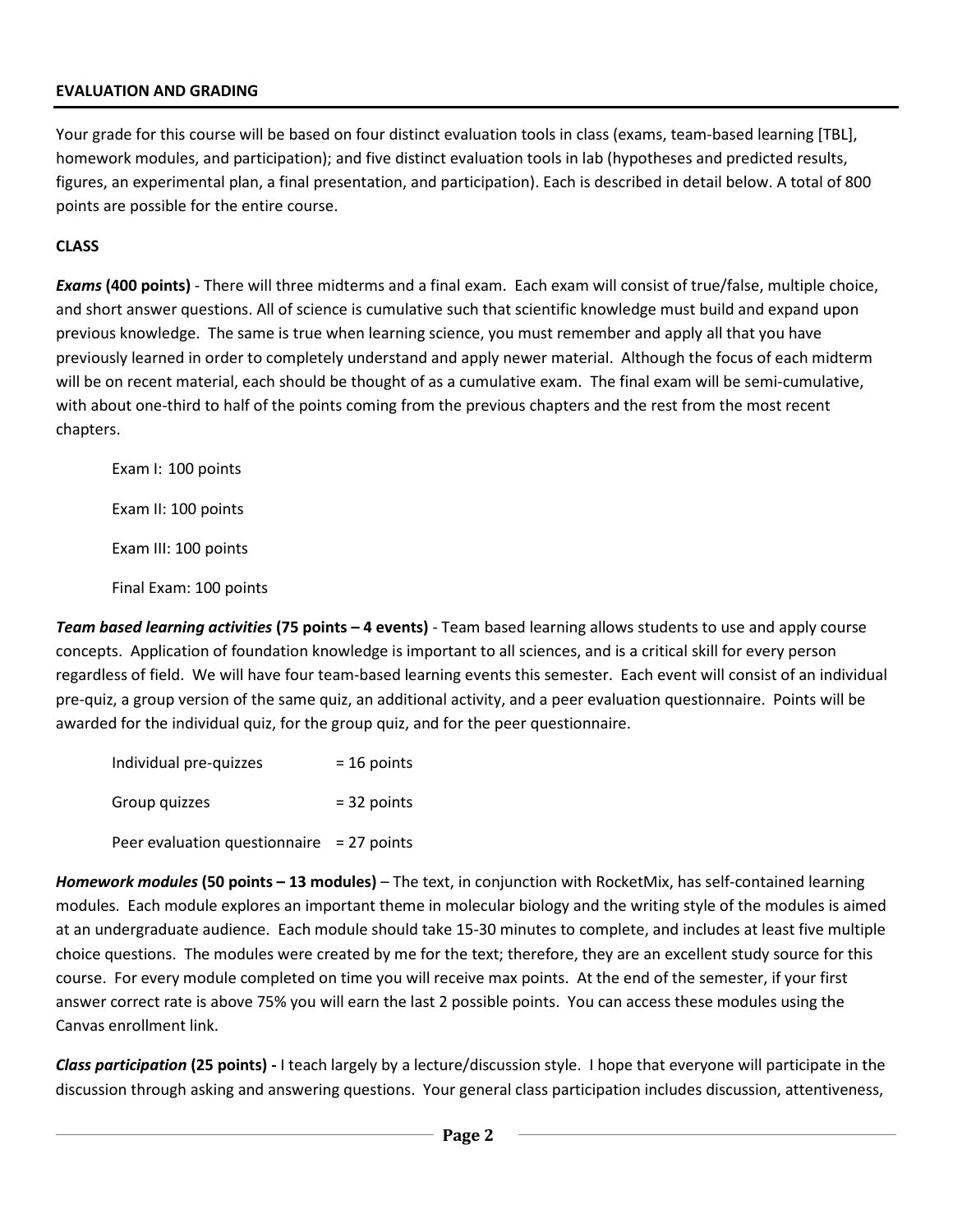## EVALUATION AND GRADING

Your grade for this course will be based on four distinct evaluation tools in class (exams, team-based learning [TBL], homework modules, and participation); and five distinct evaluation tools in lab (hypotheses and predicted results, figures, an experimental plan, a final presentation, and participation). Each is described in detail below. A total of 800 points are possible for the entire course.

### CLASS

***Exams*** **(400 points)** - There will three midterms and a final exam. Each exam will consist of true/false, multiple choice, and short answer questions. All of science is cumulative such that scientific knowledge must build and expand upon previous knowledge. The same is true when learning science, you must remember and apply all that you have previously learned in order to completely understand and apply newer material. Although the focus of each midterm will be on recent material, each should be thought of as a cumulative exam. The final exam will be semi-cumulative, with about one-third to half of the points coming from the previous chapters and the rest from the most recent chapters.

Exam I: 100 points

Exam II: 100 points

Exam III: 100 points

Final Exam: 100 points

***Team based learning activities*** **(75 points – 4 events)** - Team based learning allows students to use and apply course concepts. Application of foundation knowledge is important to all sciences, and is a critical skill for every person regardless of field. We will have four team-based learning events this semester. Each event will consist of an individual pre-quiz, a group version of the same quiz, an additional activity, and a peer evaluation questionnaire. Points will be awarded for the individual quiz, for the group quiz, and for the peer questionnaire.

Individual pre-quizzes = 16 points

Group quizzes = 32 points

Peer evaluation questionnaire = 27 points

***Homework modules*** **(50 points – 13 modules)** – The text, in conjunction with RocketMix, has self-contained learning modules. Each module explores an important theme in molecular biology and the writing style of the modules is aimed at an undergraduate audience. Each module should take 15-30 minutes to complete, and includes at least five multiple choice questions. The modules were created by me for the text; therefore, they are an excellent study source for this course. For every module completed on time you will receive max points. At the end of the semester, if your first answer correct rate is above 75% you will earn the last 2 possible points. You can access these modules using the Canvas enrollment link.

***Class participation*** **(25 points) -** I teach largely by a lecture/discussion style. I hope that everyone will participate in the discussion through asking and answering questions. Your general class participation includes discussion, attentiveness,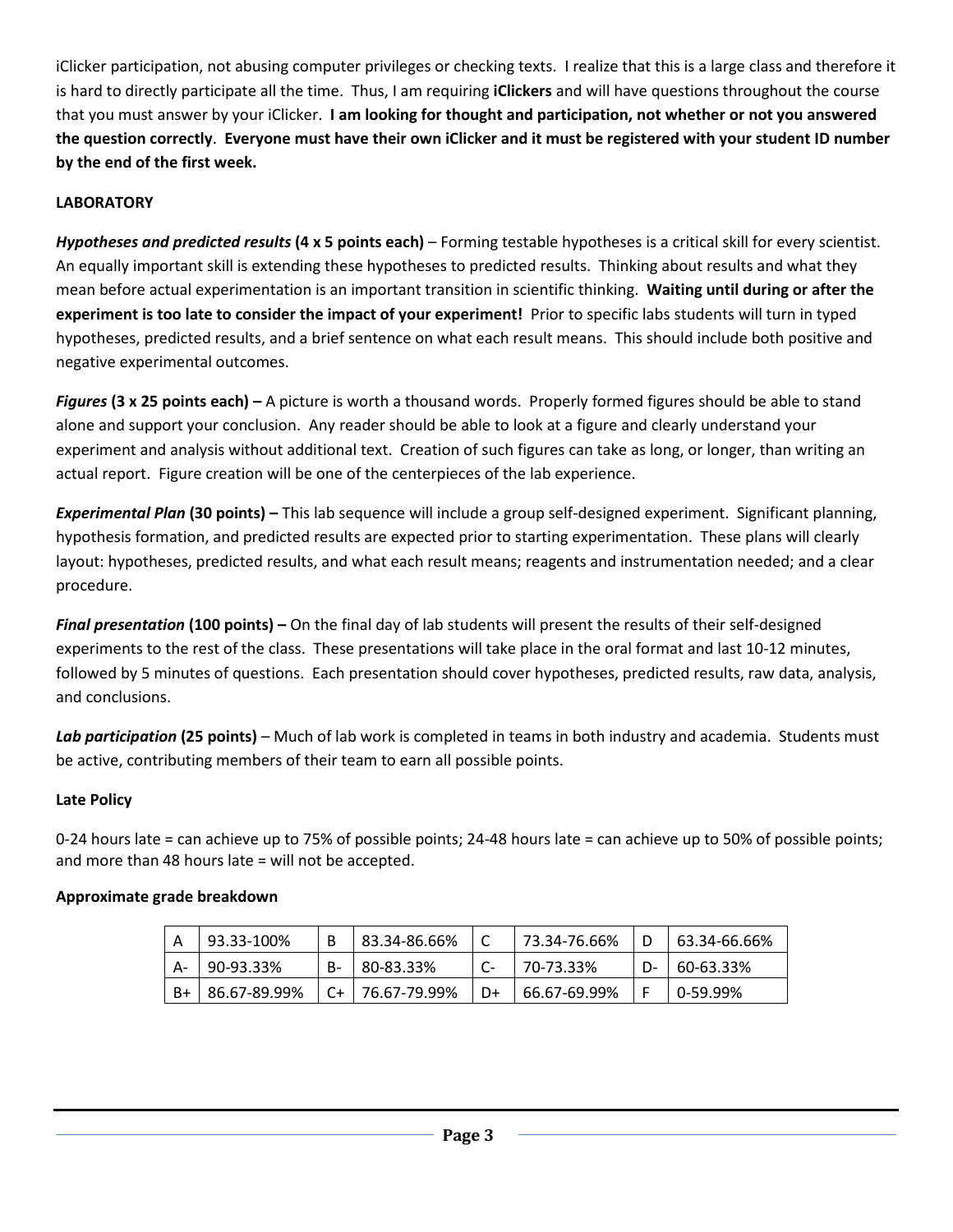iClicker participation, not abusing computer privileges or checking texts. I realize that this is a large class and therefore it is hard to directly participate all the time. Thus, I am requiring **iClickers** and will have questions throughout the course that you must answer by your iClicker. **I am looking for thought and participation, not whether or not you answered the question correctly**. **Everyone must have their own iClicker and it must be registered with your student ID number by the end of the first week.**

**LABORATORY**

***Hypotheses and predicted results*** **(4 x 5 points each)** – Forming testable hypotheses is a critical skill for every scientist. An equally important skill is extending these hypotheses to predicted results. Thinking about results and what they mean before actual experimentation is an important transition in scientific thinking. **Waiting until during or after the experiment is too late to consider the impact of your experiment!** Prior to specific labs students will turn in typed hypotheses, predicted results, and a brief sentence on what each result means. This should include both positive and negative experimental outcomes.

***Figures*** **(3 x 25 points each) –** A picture is worth a thousand words. Properly formed figures should be able to stand alone and support your conclusion. Any reader should be able to look at a figure and clearly understand your experiment and analysis without additional text. Creation of such figures can take as long, or longer, than writing an actual report. Figure creation will be one of the centerpieces of the lab experience.

***Experimental Plan*** **(30 points) –** This lab sequence will include a group self-designed experiment. Significant planning, hypothesis formation, and predicted results are expected prior to starting experimentation. These plans will clearly layout: hypotheses, predicted results, and what each result means; reagents and instrumentation needed; and a clear procedure.

***Final presentation*** **(100 points) –** On the final day of lab students will present the results of their self-designed experiments to the rest of the class. These presentations will take place in the oral format and last 10-12 minutes, followed by 5 minutes of questions. Each presentation should cover hypotheses, predicted results, raw data, analysis, and conclusions.

***Lab participation*** **(25 points)** – Much of lab work is completed in teams in both industry and academia. Students must be active, contributing members of their team to earn all possible points.

**Late Policy**

0-24 hours late = can achieve up to 75% of possible points; 24-48 hours late = can achieve up to 50% of possible points; and more than 48 hours late = will not be accepted.

**Approximate grade breakdown**

| A | 93.33-100% | B | 83.34-86.66% | C | 73.34-76.66% | D | 63.34-66.66% |
|---|---|---|---|---|---|---|---|
| A- | 90-93.33% | B- | 80-83.33% | C- | 70-73.33% | D- | 60-63.33% |
| B+ | 86.67-89.99% | C+ | 76.67-79.99% | D+ | 66.67-69.99% | F | 0-59.99% |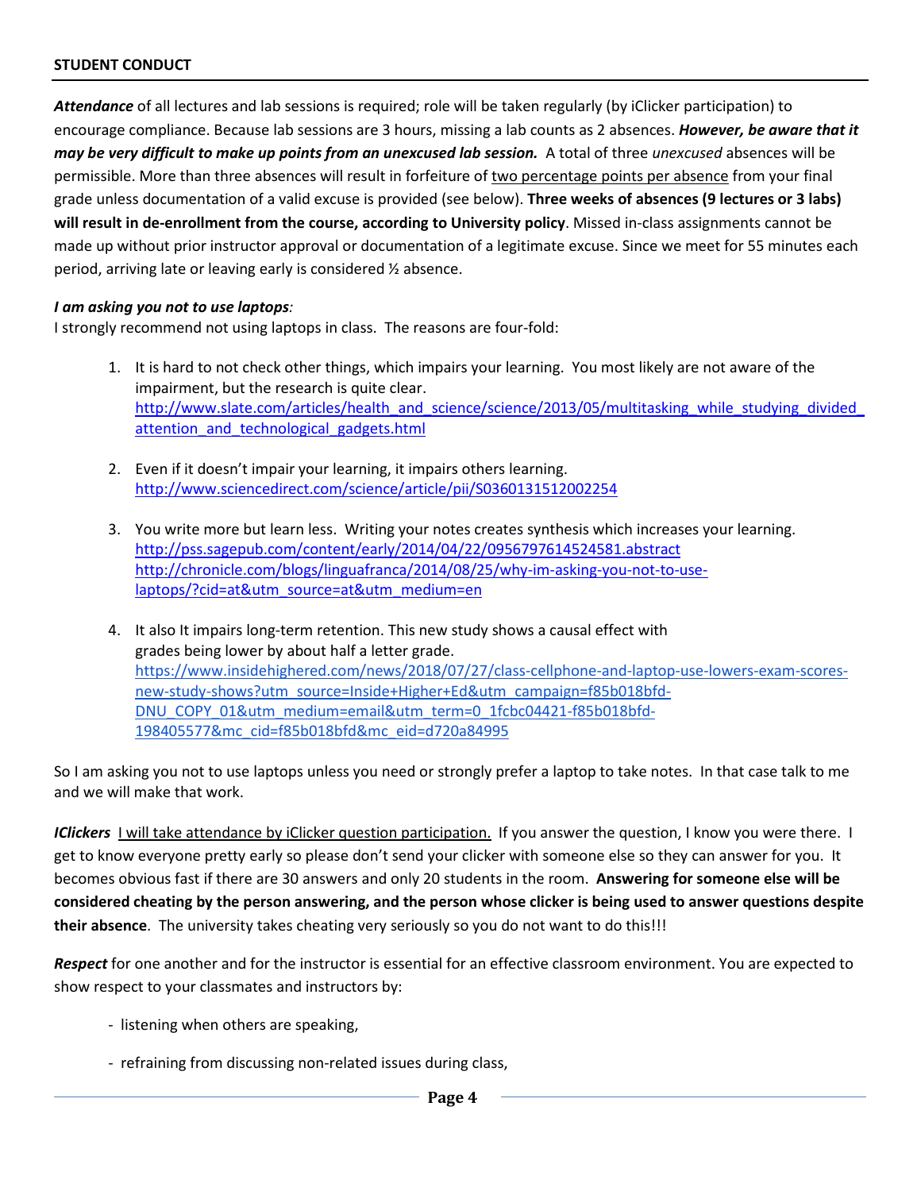**STUDENT CONDUCT**

***Attendance*** of all lectures and lab sessions is required; role will be taken regularly (by iClicker participation) to encourage compliance. Because lab sessions are 3 hours, missing a lab counts as 2 absences. ***However, be aware that it may be very difficult to make up points from an unexcused lab session.*** A total of three *unexcused* absences will be permissible. More than three absences will result in forfeiture of two percentage points per absence from your final grade unless documentation of a valid excuse is provided (see below). **Three weeks of absences (9 lectures or 3 labs) will result in de-enrollment from the course, according to University policy**. Missed in-class assignments cannot be made up without prior instructor approval or documentation of a legitimate excuse. Since we meet for 55 minutes each period, arriving late or leaving early is considered ½ absence.

***I am asking you not to use laptops***:
I strongly recommend not using laptops in class. The reasons are four-fold:

1. It is hard to not check other things, which impairs your learning. You most likely are not aware of the impairment, but the research is quite clear. http://www.slate.com/articles/health_and_science/science/2013/05/multitasking_while_studying_divided_attention_and_technological_gadgets.html

2. Even if it doesn't impair your learning, it impairs others learning. http://www.sciencedirect.com/science/article/pii/S0360131512002254

3. You write more but learn less. Writing your notes creates synthesis which increases your learning. http://pss.sagepub.com/content/early/2014/04/22/0956797614524581.abstract http://chronicle.com/blogs/linguafranca/2014/08/25/why-im-asking-you-not-to-use-laptops/?cid=at&utm_source=at&utm_medium=en

4. It also It impairs long-term retention. This new study shows a causal effect with grades being lower by about half a letter grade. https://www.insidehighered.com/news/2018/07/27/class-cellphone-and-laptop-use-lowers-exam-scores-new-study-shows?utm_source=Inside+Higher+Ed&utm_campaign=f85b018bfd-DNU_COPY_01&utm_medium=email&utm_term=0_1fcbc04421-f85b018bfd-198405577&mc_cid=f85b018bfd&mc_eid=d720a84995

So I am asking you not to use laptops unless you need or strongly prefer a laptop to take notes. In that case talk to me and we will make that work.

***IClickers*** I will take attendance by iClicker question participation. If you answer the question, I know you were there. I get to know everyone pretty early so please don't send your clicker with someone else so they can answer for you. It becomes obvious fast if there are 30 answers and only 20 students in the room. **Answering for someone else will be considered cheating by the person answering, and the person whose clicker is being used to answer questions despite their absence**. The university takes cheating very seriously so you do not want to do this!!!

***Respect*** for one another and for the instructor is essential for an effective classroom environment. You are expected to show respect to your classmates and instructors by:

- listening when others are speaking,

- refraining from discussing non-related issues during class,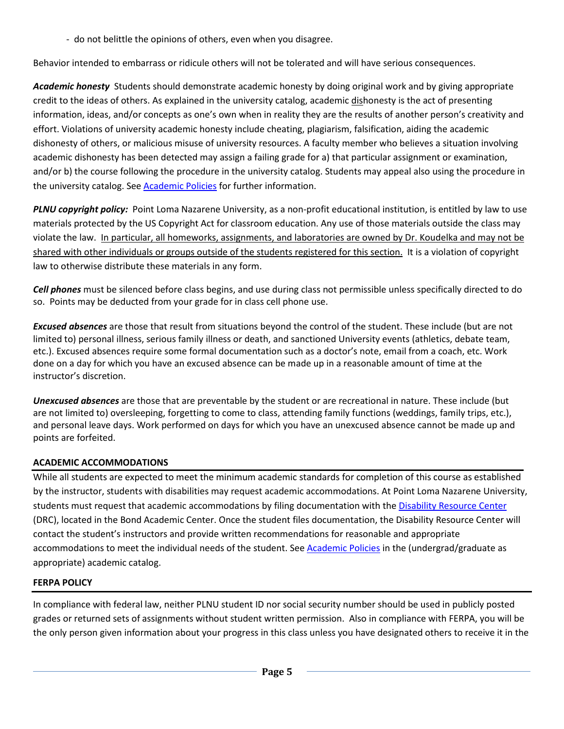- do not belittle the opinions of others, even when you disagree.

Behavior intended to embarrass or ridicule others will not be tolerated and will have serious consequences.

***Academic honesty*** Students should demonstrate academic honesty by doing original work and by giving appropriate credit to the ideas of others. As explained in the university catalog, academic dishonesty is the act of presenting information, ideas, and/or concepts as one's own when in reality they are the results of another person's creativity and effort. Violations of university academic honesty include cheating, plagiarism, falsification, aiding the academic dishonesty of others, or malicious misuse of university resources. A faculty member who believes a situation involving academic dishonesty has been detected may assign a failing grade for a) that particular assignment or examination, and/or b) the course following the procedure in the university catalog. Students may appeal also using the procedure in the university catalog. See Academic Policies for further information.

***PLNU copyright policy:*** Point Loma Nazarene University, as a non-profit educational institution, is entitled by law to use materials protected by the US Copyright Act for classroom education. Any use of those materials outside the class may violate the law. In particular, all homeworks, assignments, and laboratories are owned by Dr. Koudelka and may not be shared with other individuals or groups outside of the students registered for this section. It is a violation of copyright law to otherwise distribute these materials in any form.

***Cell phones*** must be silenced before class begins, and use during class not permissible unless specifically directed to do so. Points may be deducted from your grade for in class cell phone use.

***Excused absences*** are those that result from situations beyond the control of the student. These include (but are not limited to) personal illness, serious family illness or death, and sanctioned University events (athletics, debate team, etc.). Excused absences require some formal documentation such as a doctor's note, email from a coach, etc. Work done on a day for which you have an excused absence can be made up in a reasonable amount of time at the instructor's discretion.

***Unexcused absences*** are those that are preventable by the student or are recreational in nature. These include (but are not limited to) oversleeping, forgetting to come to class, attending family functions (weddings, family trips, etc.), and personal leave days. Work performed on days for which you have an unexcused absence cannot be made up and points are forfeited.

## ACADEMIC ACCOMMODATIONS

While all students are expected to meet the minimum academic standards for completion of this course as established by the instructor, students with disabilities may request academic accommodations. At Point Loma Nazarene University, students must request that academic accommodations by filing documentation with the Disability Resource Center (DRC), located in the Bond Academic Center. Once the student files documentation, the Disability Resource Center will contact the student's instructors and provide written recommendations for reasonable and appropriate accommodations to meet the individual needs of the student. See Academic Policies in the (undergrad/graduate as appropriate) academic catalog.

## FERPA POLICY

In compliance with federal law, neither PLNU student ID nor social security number should be used in publicly posted grades or returned sets of assignments without student written permission. Also in compliance with FERPA, you will be the only person given information about your progress in this class unless you have designated others to receive it in the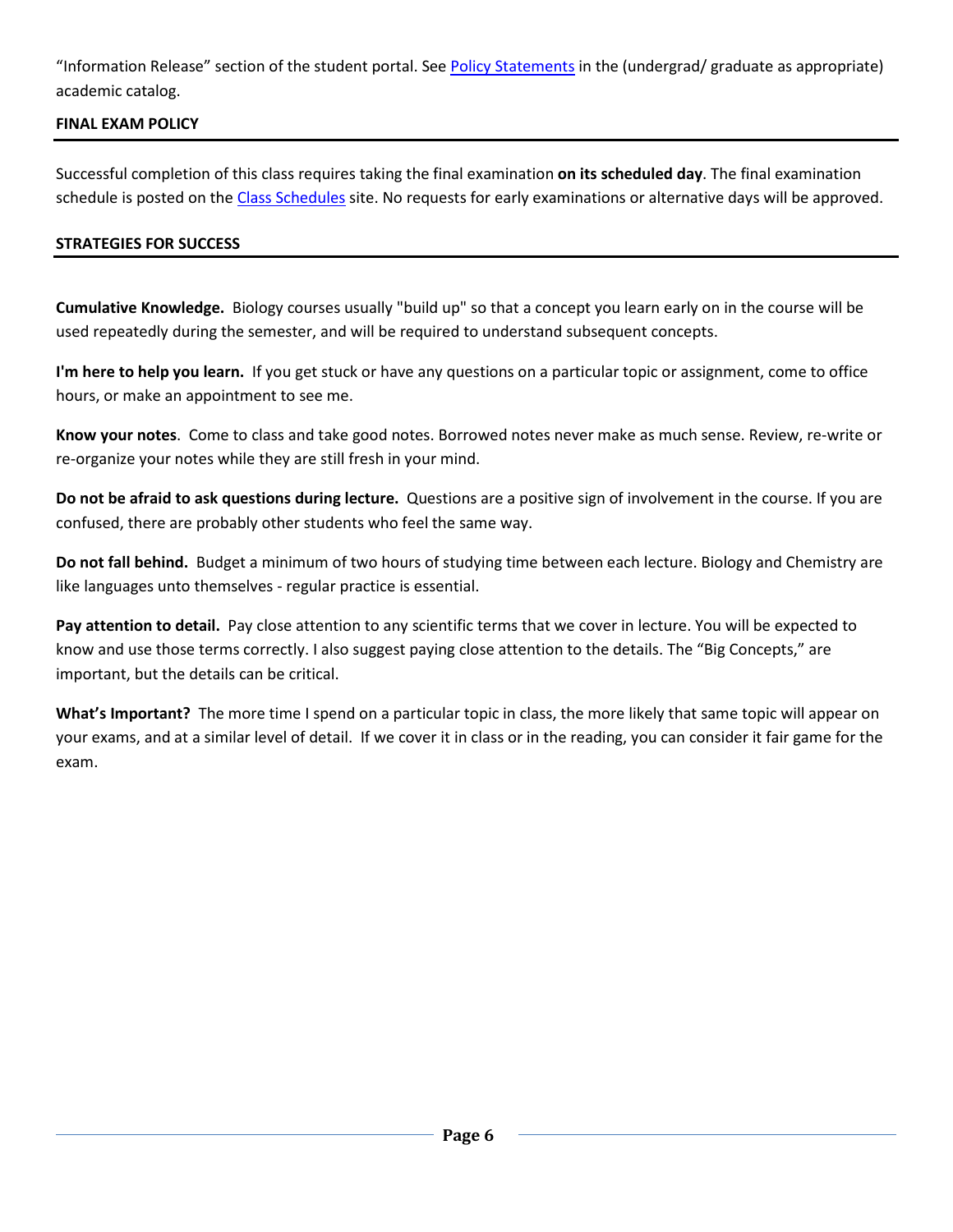"Information Release" section of the student portal. See [Policy Statements] in the (undergrad/ graduate as appropriate) academic catalog.

## FINAL EXAM POLICY

Successful completion of this class requires taking the final examination **on its scheduled day**. The final examination schedule is posted on the [Class Schedules] site. No requests for early examinations or alternative days will be approved.

## STRATEGIES FOR SUCCESS

**Cumulative Knowledge.** Biology courses usually "build up" so that a concept you learn early on in the course will be used repeatedly during the semester, and will be required to understand subsequent concepts.

**I'm here to help you learn.** If you get stuck or have any questions on a particular topic or assignment, come to office hours, or make an appointment to see me.

**Know your notes**. Come to class and take good notes. Borrowed notes never make as much sense. Review, re-write or re-organize your notes while they are still fresh in your mind.

**Do not be afraid to ask questions during lecture.** Questions are a positive sign of involvement in the course. If you are confused, there are probably other students who feel the same way.

**Do not fall behind.** Budget a minimum of two hours of studying time between each lecture. Biology and Chemistry are like languages unto themselves - regular practice is essential.

**Pay attention to detail.** Pay close attention to any scientific terms that we cover in lecture. You will be expected to know and use those terms correctly. I also suggest paying close attention to the details. The "Big Concepts," are important, but the details can be critical.

**What's Important?** The more time I spend on a particular topic in class, the more likely that same topic will appear on your exams, and at a similar level of detail. If we cover it in class or in the reading, you can consider it fair game for the exam.